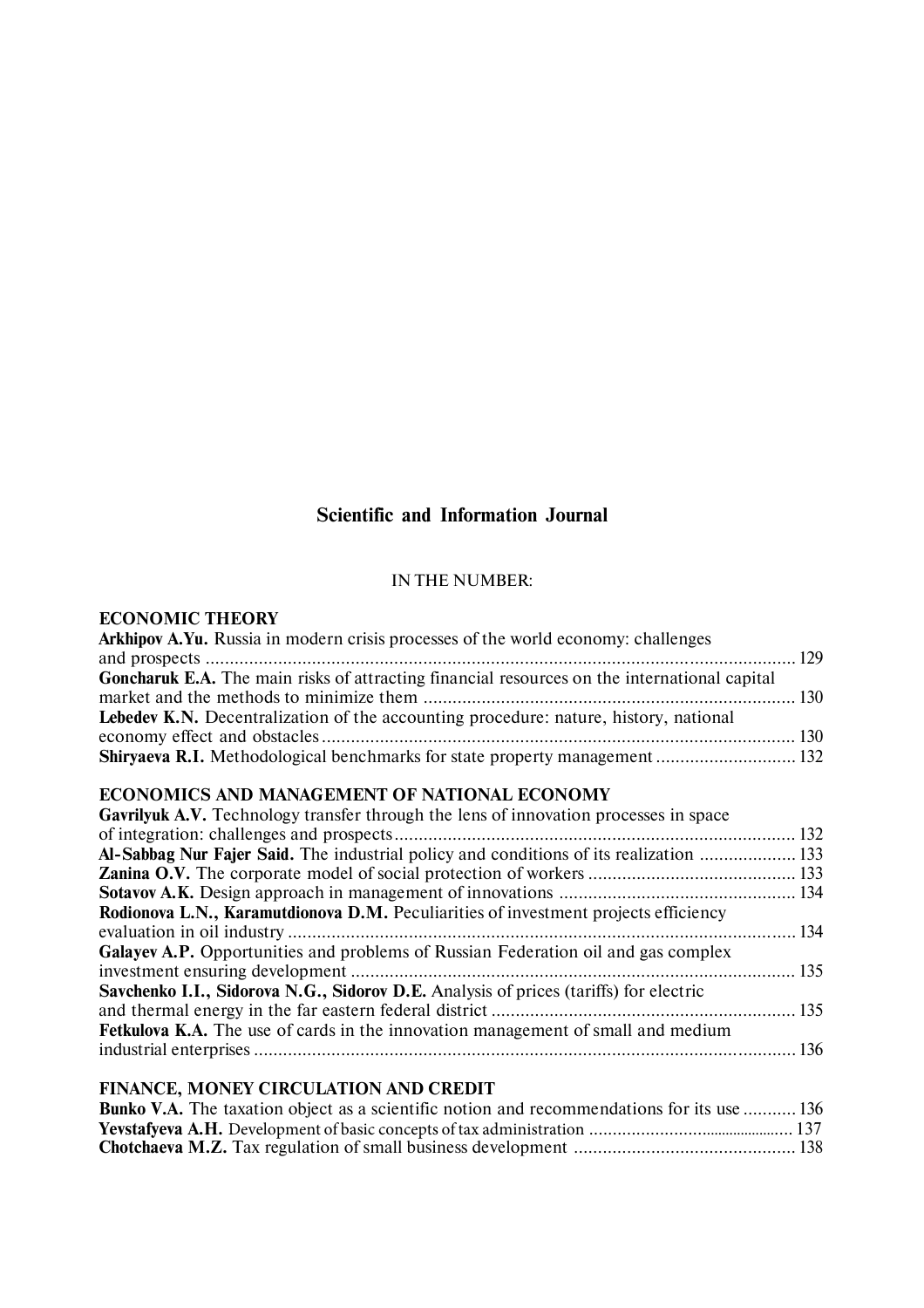## Scientific and Information Journal

IN THE NUMBER:

### ECONOMIC THEORY

**Arkhipov A.Yu.** Russia in modern crisis processes of the world economy: challenges and prospects ............ 129

**Goncharuk E.A.** The main risks of attracting financial resources on the international capital market and the methods to minimize them ............ 130

**Lebedev K.N.** Decentralization of the accounting procedure: nature, history, national economy effect and obstacles ............ 130

**Shiryaeva R.I.** Methodological benchmarks for state property management ............ 132

### ECONOMICS AND MANAGEMENT OF NATIONAL ECONOMY

**Gavrilyuk A.V.** Technology transfer through the lens of innovation processes in space of integration: challenges and prospects ............ 132

**Al-Sabbag Nur Fajer Said.** The industrial policy and conditions of its realization ............ 133

**Zanina O.V.** The corporate model of social protection of workers ............ 133

**Sotavov A.K.** Design approach in management of innovations ............ 134

**Rodionova L.N., Karamutdionova D.M.** Peculiarities of investment projects efficiency evaluation in oil industry ............ 134

**Galayev A.P.** Opportunities and problems of Russian Federation oil and gas complex investment ensuring development ............ 135

**Savchenko I.I., Sidorova N.G., Sidorov D.E.** Analysis of prices (tariffs) for electric and thermal energy in the far eastern federal district ............ 135

**Fetkulova K.A.** The use of cards in the innovation management of small and medium industrial enterprises ............ 136

### FINANCE, MONEY CIRCULATION AND CREDIT

**Bunko V.A.** The taxation object as a scientific notion and recommendations for its use ............ 136

**Yevstafyeva A.H.** Development of basic concepts of tax administration ............ 137

**Chotchaeva M.Z.** Tax regulation of small business development ............ 138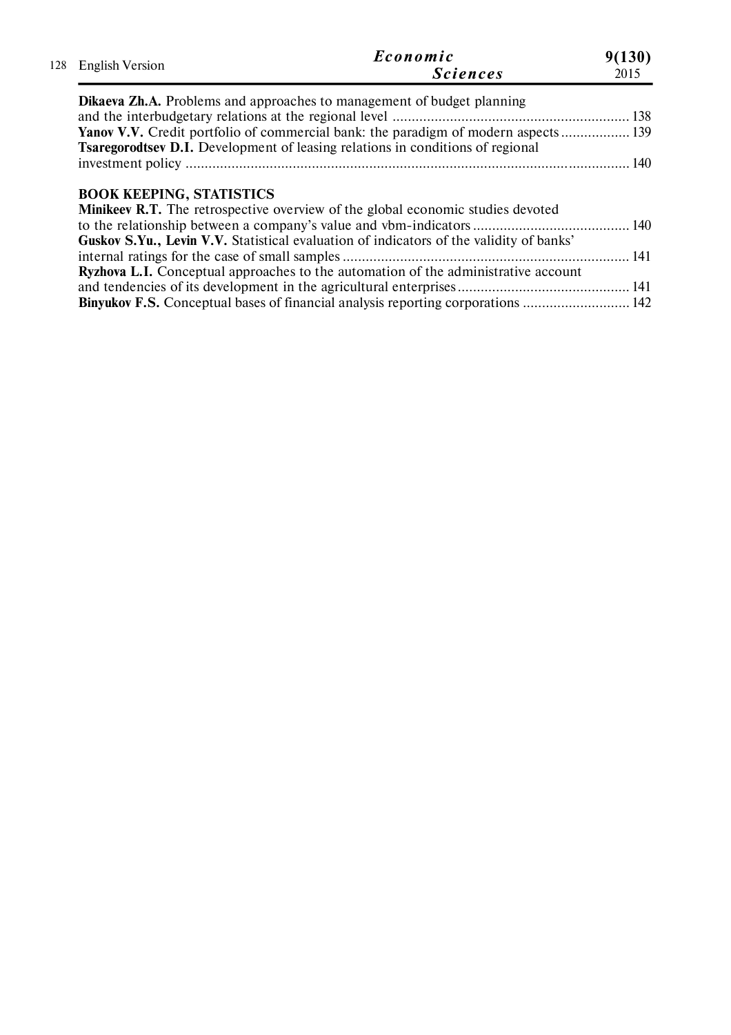**Dikaeva Zh.A.** Problems and approaches to management of budget planning and the interbudgetary relations at the regional level ............................................................. 138
**Yanov V.V.** Credit portfolio of commercial bank: the paradigm of modern aspects .................. 139
**Tsaregorodtsev D.I.** Development of leasing relations in conditions of regional investment policy ................................................................................................................. 140

## BOOK KEEPING, STATISTICS

**Minikeev R.T.** The retrospective overview of the global economic studies devoted to the relationship between a company's value and vbm-indicators ......................................... 140
**Guskov S.Yu., Levin V.V.** Statistical evaluation of indicators of the validity of banks' internal ratings for the case of small samples ........................................................................... 141
**Ryzhova L.I.** Conceptual approaches to the automation of the administrative account and tendencies of its development in the agricultural enterprises ............................................. 141
**Binyukov F.S.** Conceptual bases of financial analysis reporting corporations ............................ 142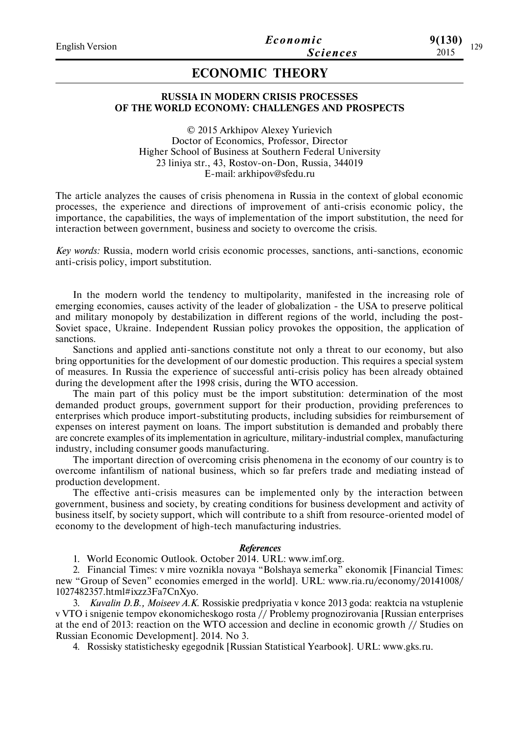# ECONOMIC THEORY

## RUSSIA IN MODERN CRISIS PROCESSES OF THE WORLD ECONOMY: CHALLENGES AND PROSPECTS

© 2015 Arkhipov Alexey Yurievich
Doctor of Economics, Professor, Director
Higher School of Business at Southern Federal University
23 liniya str., 43, Rostov-on-Don, Russia, 344019
E-mail: arkhipov@sfedu.ru

The article analyzes the causes of crisis phenomena in Russia in the context of global economic processes, the experience and directions of improvement of anti-crisis economic policy, the importance, the capabilities, the ways of implementation of the import substitution, the need for interaction between government, business and society to overcome the crisis.

*Key words:* Russia, modern world crisis economic processes, sanctions, anti-sanctions, economic anti-crisis policy, import substitution.

In the modern world the tendency to multipolarity, manifested in the increasing role of emerging economies, causes activity of the leader of globalization - the USA to preserve political and military monopoly by destabilization in different regions of the world, including the post-Soviet space, Ukraine. Independent Russian policy provokes the opposition, the application of sanctions.

Sanctions and applied anti-sanctions constitute not only a threat to our economy, but also bring opportunities for the development of our domestic production. This requires a special system of measures. In Russia the experience of successful anti-crisis policy has been already obtained during the development after the 1998 crisis, during the WTO accession.

The main part of this policy must be the import substitution: determination of the most demanded product groups, government support for their production, providing preferences to enterprises which produce import-substituting products, including subsidies for reimbursement of expenses on interest payment on loans. The import substitution is demanded and probably there are concrete examples of its implementation in agriculture, military-industrial complex, manufacturing industry, including consumer goods manufacturing.

The important direction of overcoming crisis phenomena in the economy of our country is to overcome infantilism of national business, which so far prefers trade and mediating instead of production development.

The effective anti-crisis measures can be implemented only by the interaction between government, business and society, by creating conditions for business development and activity of business itself, by society support, which will contribute to a shift from resource-oriented model of economy to the development of high-tech manufacturing industries.

### *References*

1. World Economic Outlook. October 2014. URL: www.imf.org.
2. Financial Times: v mire voznikla novaya "Bolshaya semerka" ekonomik [Financial Times: new "Group of Seven" economies emerged in the world]. URL: www.ria.ru/economy/20141008/1027482357.html#ixzz3Fa7CnXyo.
3. *Kuvalin D.B., Moiseev A.K.* Rossiskie predpriyatia v konce 2013 goda: reaktcia na vstuplenie v VTO i snigenie tempov ekonomicheskogo rosta // Problemy prognozirovania [Russian enterprises at the end of 2013: reaction on the WTO accession and decline in economic growth // Studies on Russian Economic Development]. 2014. No 3.
4. Rossisky statistichesky egegodnik [Russian Statistical Yearbook]. URL: www.gks.ru.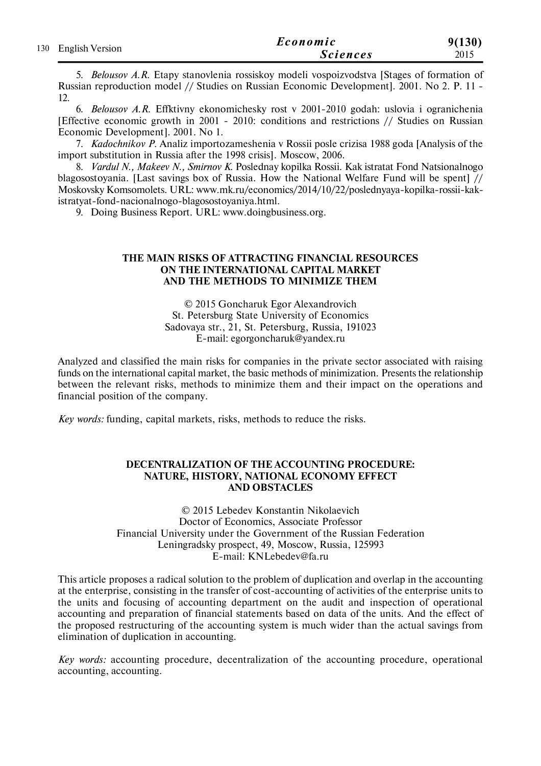5. *Belousov A.R.* Etapy stanovlenia rossiskoy modeli vospoizvodstva [Stages of formation of Russian reproduction model // Studies on Russian Economic Development]. 2001. No 2. P. 11 - 12.

6. *Belousov A.R.* Effktivny ekonomichesky rost v 2001-2010 godah: uslovia i ogranichenia [Effective economic growth in 2001 - 2010: conditions and restrictions // Studies on Russian Economic Development]. 2001. No 1.

7. *Kadochnikov P.* Analiz importozameshenia v Rossii posle crizisa 1988 goda [Analysis of the import substitution in Russia after the 1998 crisis]. Moscow, 2006.

8. *Vardul N., Makeev N., Smirnov K.* Poslednay kopilka Rossii. Kak istratat Fond Natsionalnogo blagosostoyania. [Last savings box of Russia. How the National Welfare Fund will be spent] // Moskovsky Komsomolets. URL: www.mk.ru/economics/2014/10/22/poslednyaya-kopilka-rossii-kak-istratyat-fond-nacionalnogo-blagosostoyaniya.html.

9. Doing Business Report. URL: www.doingbusiness.org.

## THE MAIN RISKS OF ATTRACTING FINANCIAL RESOURCES ON THE INTERNATIONAL CAPITAL MARKET AND THE METHODS TO MINIMIZE THEM

© 2015 Goncharuk Egor Alexandrovich
St. Petersburg State University of Economics
Sadovaya str., 21, St. Petersburg, Russia, 191023
E-mail: egorgoncharuk@yandex.ru

Analyzed and classified the main risks for companies in the private sector associated with raising funds on the international capital market, the basic methods of minimization. Presents the relationship between the relevant risks, methods to minimize them and their impact on the operations and financial position of the company.

*Key words:* funding, capital markets, risks, methods to reduce the risks.

## DECENTRALIZATION OF THE ACCOUNTING PROCEDURE: NATURE, HISTORY, NATIONAL ECONOMY EFFECT AND OBSTACLES

© 2015 Lebedev Konstantin Nikolaevich
Doctor of Economics, Associate Professor
Financial University under the Government of the Russian Federation
Leningradsky prospect, 49, Moscow, Russia, 125993
E-mail: KNLebedev@fa.ru

This article proposes a radical solution to the problem of duplication and overlap in the accounting at the enterprise, consisting in the transfer of cost-accounting of activities of the enterprise units to the units and focusing of accounting department on the audit and inspection of operational accounting and preparation of financial statements based on data of the units. And the effect of the proposed restructuring of the accounting system is much wider than the actual savings from elimination of duplication in accounting.

*Key words:* accounting procedure, decentralization of the accounting procedure, operational accounting, accounting.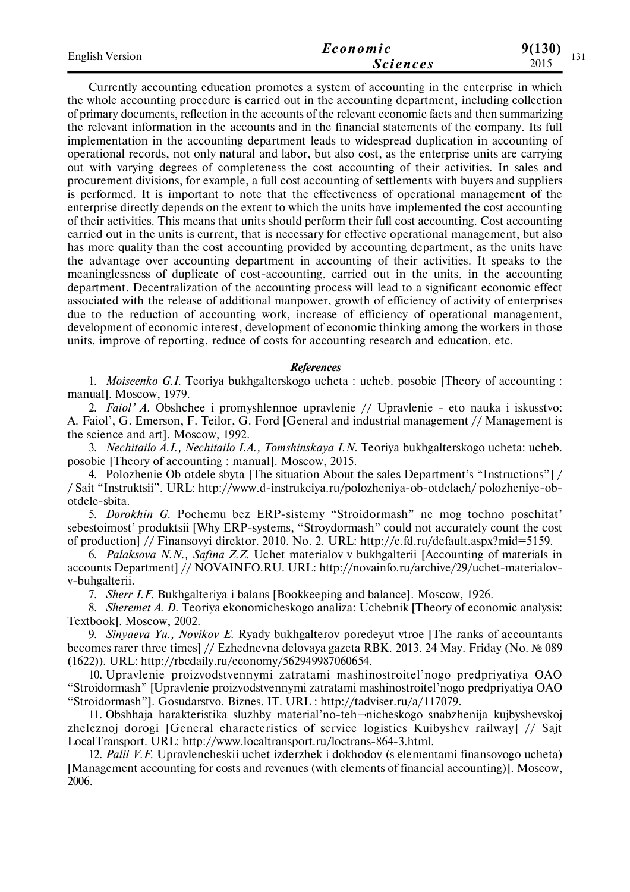Currently accounting education promotes a system of accounting in the enterprise in which the whole accounting procedure is carried out in the accounting department, including collection of primary documents, reflection in the accounts of the relevant economic facts and then summarizing the relevant information in the accounts and in the financial statements of the company. Its full implementation in the accounting department leads to widespread duplication in accounting of operational records, not only natural and labor, but also cost, as the enterprise units are carrying out with varying degrees of completeness the cost accounting of their activities. In sales and procurement divisions, for example, a full cost accounting of settlements with buyers and suppliers is performed. It is important to note that the effectiveness of operational management of the enterprise directly depends on the extent to which the units have implemented the cost accounting of their activities. This means that units should perform their full cost accounting. Cost accounting carried out in the units is current, that is necessary for effective operational management, but also has more quality than the cost accounting provided by accounting department, as the units have the advantage over accounting department in accounting of their activities. It speaks to the meaninglessness of duplicate of cost-accounting, carried out in the units, in the accounting department. Decentralization of the accounting process will lead to a significant economic effect associated with the release of additional manpower, growth of efficiency of activity of enterprises due to the reduction of accounting work, increase of efficiency of operational management, development of economic interest, development of economic thinking among the workers in those units, improve of reporting, reduce of costs for accounting research and education, etc.

### *References*

1. *Moiseenko G.I.* Teoriya bukhgalterskogo ucheta : ucheb. posobie [Theory of accounting : manual]. Moscow, 1979.
2. *Faiol' A.* Obshchee i promyshlennoe upravlenie // Upravlenie - eto nauka i iskusstvo: A. Faiol', G. Emerson, F. Teilor, G. Ford [General and industrial management // Management is the science and art]. Moscow, 1992.
3. *Nechitailo A.I., Nechitailo I.A., Tomshinskaya I.N.* Teoriya bukhgalterskogo ucheta: ucheb. posobie [Theory of accounting : manual]. Moscow, 2015.
4. Polozhenie Ob otdele sbyta [The situation About the sales Department's "Instructions"] / / Sait "Instruktsii". URL: http://www.d-instrukciya.ru/polozheniya-ob-otdelach/ polozheniye-ob-otdele-sbita.
5. *Dorokhin G.* Pochemu bez ERP-sistemy "Stroidormash" ne mog tochno poschitat' sebestoimost' produktsii [Why ERP-systems, "Stroydormash" could not accurately count the cost of production] // Finansovyi direktor. 2010. No. 2. URL: http://e.fd.ru/default.aspx?mid=5159.
6. *Palaksova N.N., Safina Z.Z.* Uchet materialov v bukhgalterii [Accounting of materials in accounts Department] // NOVAINFO.RU. URL: http://novainfo.ru/archive/29/uchet-materialov-v-buhgalterii.
7. *Sherr I.F.* Bukhgalteriya i balans [Bookkeeping and balance]. Moscow, 1926.
8. *Sheremet A. D.* Teoriya ekonomicheskogo analiza: Uchebnik [Theory of economic analysis: Textbook]. Moscow, 2002.
9. *Sinyaeva Yu., Novikov E.* Ryady bukhgalterov poredeyut vtroe [The ranks of accountants becomes rarer three times] // Ezhednevna delovaya gazeta RBK. 2013. 24 May. Friday (No. № 089 (1622)). URL: http://rbcdaily.ru/economy/562949987060654.
10. Upravlenie proizvodstvennymi zatratami mashinostroitel'nogo predpriyatiya OAO "Stroidormash" [Upravlenie proizvodstvennymi zatratami mashinostroitel'nogo predpriyatiya OAO "Stroidormash"]. Gosudarstvo. Biznes. IT. URL : http://tadviser.ru/a/117079.
11. Obshhaja harakteristika sluzhby material'no-teh¬nicheskogo snabzhenija kujbyshevskoj zheleznoj dorogi [General characteristics of service logistics Kuibyshev railway] // Sajt LocalTransport. URL: http://www.localtransport.ru/loctrans-864-3.html.
12. *Palii V.F.* Upravlencheskii uchet izderzhek i dokhodov (s elementami finansovogo ucheta) [Management accounting for costs and revenues (with elements of financial accounting)]. Moscow, 2006.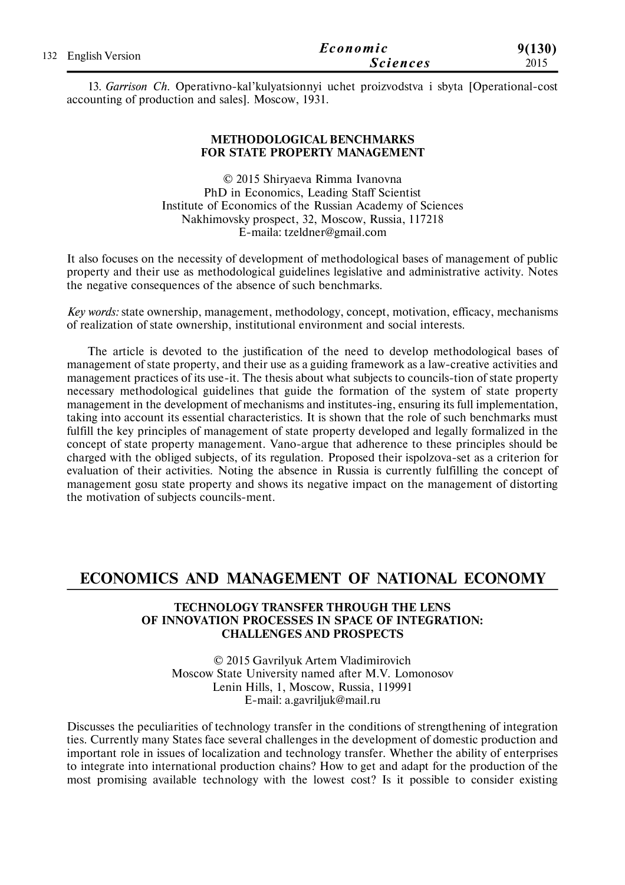13. *Garrison Ch.* Operativno-kal'kulyatsionnyi uchet proizvodstva i sbyta [Operational-cost accounting of production and sales]. Moscow, 1931.

### METHODOLOGICAL BENCHMARKS FOR STATE PROPERTY MANAGEMENT

© 2015 Shiryaeva Rimma Ivanovna
PhD in Economics, Leading Staff Scientist
Institute of Economics of the Russian Academy of Sciences
Nakhimovsky prospect, 32, Moscow, Russia, 117218
E-maila: tzeldner@gmail.com

It also focuses on the necessity of development of methodological bases of management of public property and their use as methodological guidelines legislative and administrative activity. Notes the negative consequences of the absence of such benchmarks.

*Key words:* state ownership, management, methodology, concept, motivation, efficacy, mechanisms of realization of state ownership, institutional environment and social interests.

The article is devoted to the justification of the need to develop methodological bases of management of state property, and their use as a guiding framework as a law-creative activities and management practices of its use-it. The thesis about what subjects to councils-tion of state property necessary methodological guidelines that guide the formation of the system of state property management in the development of mechanisms and institutes-ing, ensuring its full implementation, taking into account its essential characteristics. It is shown that the role of such benchmarks must fulfill the key principles of management of state property developed and legally formalized in the concept of state property management. Vano-argue that adherence to these principles should be charged with the obliged subjects, of its regulation. Proposed their ispolzova-set as a criterion for evaluation of their activities. Noting the absence in Russia is currently fulfilling the concept of management gosu state property and shows its negative impact on the management of distorting the motivation of subjects councils-ment.

## ECONOMICS AND MANAGEMENT OF NATIONAL ECONOMY

### TECHNOLOGY TRANSFER THROUGH THE LENS OF INNOVATION PROCESSES IN SPACE OF INTEGRATION: CHALLENGES AND PROSPECTS

© 2015 Gavrilyuk Artem Vladimirovich
Moscow State University named after M.V. Lomonosov
Lenin Hills, 1, Moscow, Russia, 119991
E-mail: a.gavriljuk@mail.ru

Discusses the peculiarities of technology transfer in the conditions of strengthening of integration ties. Currently many States face several challenges in the development of domestic production and important role in issues of localization and technology transfer. Whether the ability of enterprises to integrate into international production chains? How to get and adapt for the production of the most promising available technology with the lowest cost? Is it possible to consider existing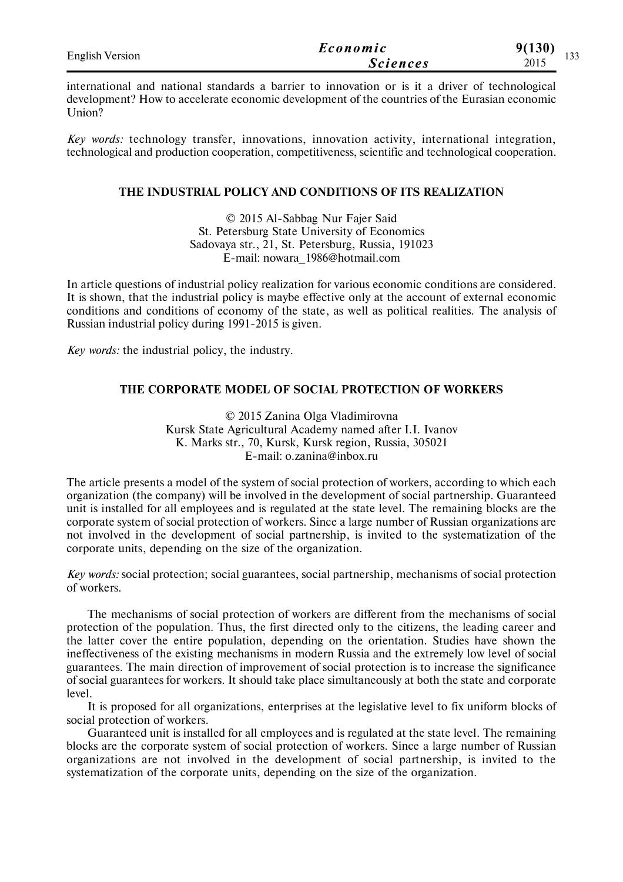international and national standards a barrier to innovation or is it a driver of technological development? How to accelerate economic development of the countries of the Eurasian economic Union?

*Key words:* technology transfer, innovations, innovation activity, international integration, technological and production cooperation, competitiveness, scientific and technological cooperation.

## THE INDUSTRIAL POLICY AND CONDITIONS OF ITS REALIZATION

© 2015 Al-Sabbag Nur Fajer Said
St. Petersburg State University of Economics
Sadovaya str., 21, St. Petersburg, Russia, 191023
E-mail: nowara_1986@hotmail.com

In article questions of industrial policy realization for various economic conditions are considered. It is shown, that the industrial policy is maybe effective only at the account of external economic conditions and conditions of economy of the state, as well as political realities. The analysis of Russian industrial policy during 1991-2015 is given.

*Key words:* the industrial policy, the industry.

## THE CORPORATE MODEL OF SOCIAL PROTECTION OF WORKERS

© 2015 Zanina Olga Vladimirovna
Kursk State Agricultural Academy named after I.I. Ivanov
K. Marks str., 70, Kursk, Kursk region, Russia, 305021
E-mail: o.zanina@inbox.ru

The article presents a model of the system of social protection of workers, according to which each organization (the company) will be involved in the development of social partnership. Guaranteed unit is installed for all employees and is regulated at the state level. The remaining blocks are the corporate system of social protection of workers. Since a large number of Russian organizations are not involved in the development of social partnership, is invited to the systematization of the corporate units, depending on the size of the organization.

*Key words:* social protection; social guarantees, social partnership, mechanisms of social protection of workers.

The mechanisms of social protection of workers are different from the mechanisms of social protection of the population. Thus, the first directed only to the citizens, the leading career and the latter cover the entire population, depending on the orientation. Studies have shown the ineffectiveness of the existing mechanisms in modern Russia and the extremely low level of social guarantees. The main direction of improvement of social protection is to increase the significance of social guarantees for workers. It should take place simultaneously at both the state and corporate level.

It is proposed for all organizations, enterprises at the legislative level to fix uniform blocks of social protection of workers.

Guaranteed unit is installed for all employees and is regulated at the state level. The remaining blocks are the corporate system of social protection of workers. Since a large number of Russian organizations are not involved in the development of social partnership, is invited to the systematization of the corporate units, depending on the size of the organization.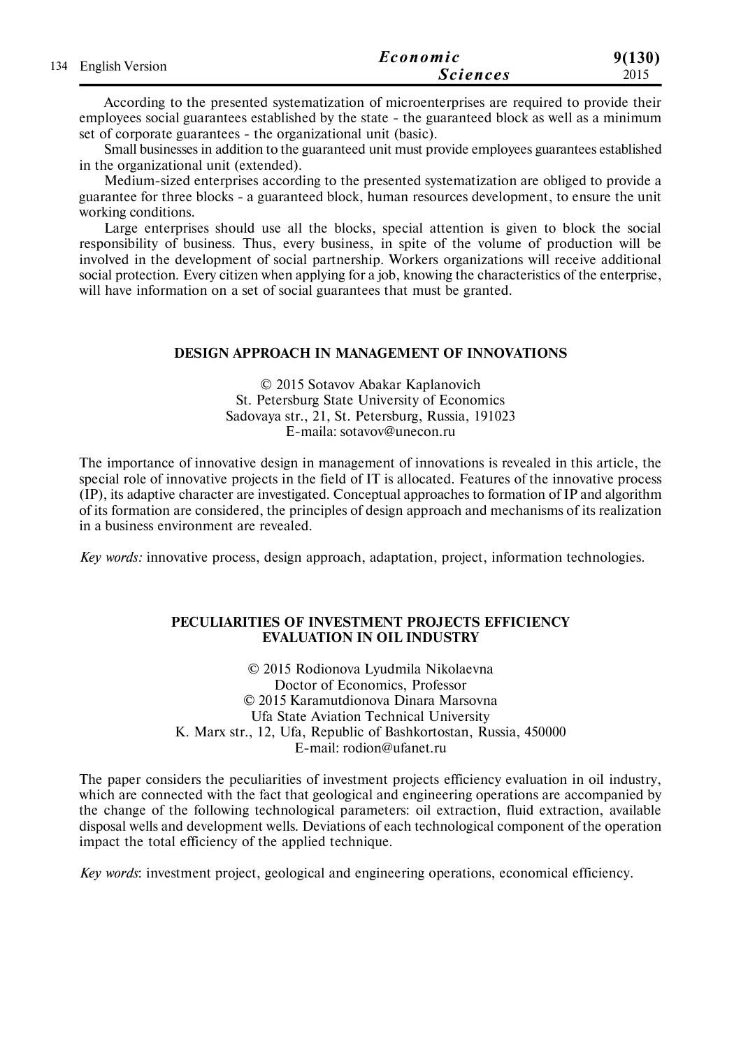According to the presented systematization of microenterprises are required to provide their employees social guarantees established by the state - the guaranteed block as well as a minimum set of corporate guarantees - the organizational unit (basic).

Small businesses in addition to the guaranteed unit must provide employees guarantees established in the organizational unit (extended).

Medium-sized enterprises according to the presented systematization are obliged to provide a guarantee for three blocks - a guaranteed block, human resources development, to ensure the unit working conditions.

Large enterprises should use all the blocks, special attention is given to block the social responsibility of business. Thus, every business, in spite of the volume of production will be involved in the development of social partnership. Workers organizations will receive additional social protection. Every citizen when applying for a job, knowing the characteristics of the enterprise, will have information on a set of social guarantees that must be granted.

## DESIGN APPROACH IN MANAGEMENT OF INNOVATIONS

© 2015 Sotavov Abakar Kaplanovich
St. Petersburg State University of Economics
Sadovaya str., 21, St. Petersburg, Russia, 191023
E-maila: sotavov@unecon.ru

The importance of innovative design in management of innovations is revealed in this article, the special role of innovative projects in the field of IT is allocated. Features of the innovative process (IP), its adaptive character are investigated. Conceptual approaches to formation of IP and algorithm of its formation are considered, the principles of design approach and mechanisms of its realization in a business environment are revealed.

*Key words:* innovative process, design approach, adaptation, project, information technologies.

## PECULIARITIES OF INVESTMENT PROJECTS EFFICIENCY EVALUATION IN OIL INDUSTRY

© 2015 Rodionova Lyudmila Nikolaevna
Doctor of Economics, Professor
© 2015 Karamutdionova Dinara Marsovna
Ufa State Aviation Technical University
K. Marx str., 12, Ufa, Republic of Bashkortostan, Russia, 450000
E-mail: rodion@ufanet.ru

The paper considers the peculiarities of investment projects efficiency evaluation in oil industry, which are connected with the fact that geological and engineering operations are accompanied by the change of the following technological parameters: oil extraction, fluid extraction, available disposal wells and development wells. Deviations of each technological component of the operation impact the total efficiency of the applied technique.

*Key words*: investment project, geological and engineering operations, economical efficiency.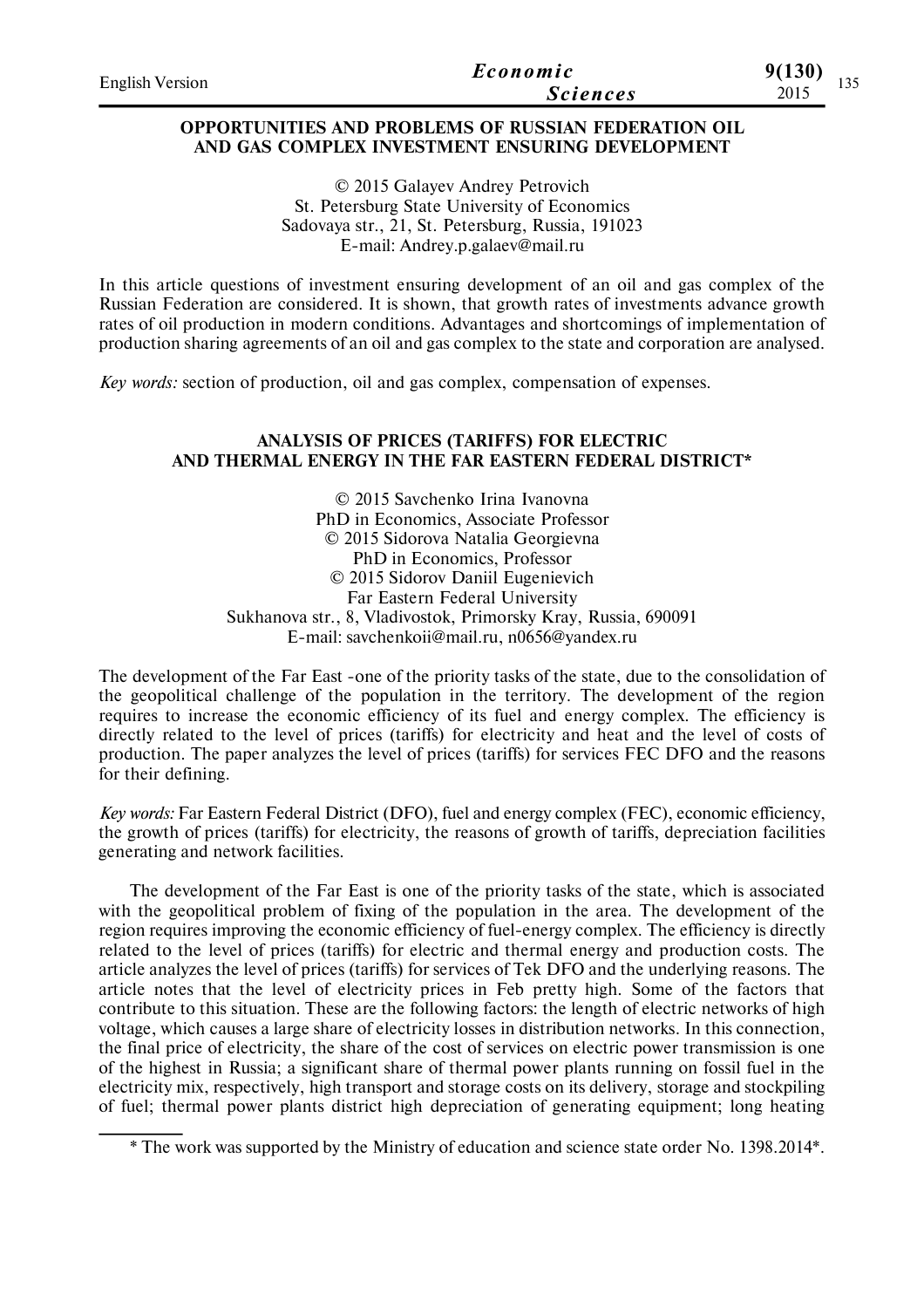## OPPORTUNITIES AND PROBLEMS OF RUSSIAN FEDERATION OIL AND GAS COMPLEX INVESTMENT ENSURING DEVELOPMENT

© 2015 Galayev Andrey Petrovich
St. Petersburg State University of Economics
Sadovaya str., 21, St. Petersburg, Russia, 191023
E-mail: Andrey.p.galaev@mail.ru

In this article questions of investment ensuring development of an oil and gas complex of the Russian Federation are considered. It is shown, that growth rates of investments advance growth rates of oil production in modern conditions. Advantages and shortcomings of implementation of production sharing agreements of an oil and gas complex to the state and corporation are analysed.

*Key words:* section of production, oil and gas complex, compensation of expenses.

## ANALYSIS OF PRICES (TARIFFS) FOR ELECTRIC AND THERMAL ENERGY IN THE FAR EASTERN FEDERAL DISTRICT*

© 2015 Savchenko Irina Ivanovna
PhD in Economics, Associate Professor
© 2015 Sidorova Natalia Georgievna
PhD in Economics, Professor
© 2015 Sidorov Daniil Eugenievich
Far Eastern Federal University
Sukhanova str., 8, Vladivostok, Primorsky Kray, Russia, 690091
E-mail: savchenkoii@mail.ru, n0656@yandex.ru

The development of the Far East -one of the priority tasks of the state, due to the consolidation of the geopolitical challenge of the population in the territory. The development of the region requires to increase the economic efficiency of its fuel and energy complex. The efficiency is directly related to the level of prices (tariffs) for electricity and heat and the level of costs of production. The paper analyzes the level of prices (tariffs) for services FEC DFO and the reasons for their defining.

*Key words:* Far Eastern Federal District (DFO), fuel and energy complex (FEC), economic efficiency, the growth of prices (tariffs) for electricity, the reasons of growth of tariffs, depreciation facilities generating and network facilities.

The development of the Far East is one of the priority tasks of the state, which is associated with the geopolitical problem of fixing of the population in the area. The development of the region requires improving the economic efficiency of fuel-energy complex. The efficiency is directly related to the level of prices (tariffs) for electric and thermal energy and production costs. The article analyzes the level of prices (tariffs) for services of Tek DFO and the underlying reasons. The article notes that the level of electricity prices in Feb pretty high. Some of the factors that contribute to this situation. These are the following factors: the length of electric networks of high voltage, which causes a large share of electricity losses in distribution networks. In this connection, the final price of electricity, the share of the cost of services on electric power transmission is one of the highest in Russia; a significant share of thermal power plants running on fossil fuel in the electricity mix, respectively, high transport and storage costs on its delivery, storage and stockpiling of fuel; thermal power plants district high depreciation of generating equipment; long heating

\* The work was supported by the Ministry of education and science state order No. 1398.2014*.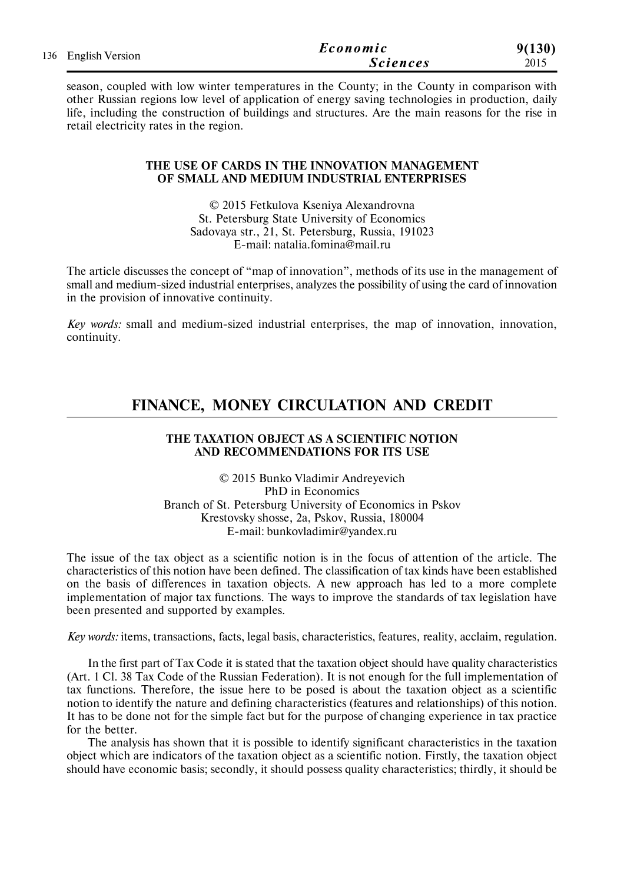season, coupled with low winter temperatures in the County; in the County in comparison with other Russian regions low level of application of energy saving technologies in production, daily life, including the construction of buildings and structures. Are the main reasons for the rise in retail electricity rates in the region.

### THE USE OF CARDS IN THE INNOVATION MANAGEMENT OF SMALL AND MEDIUM INDUSTRIAL ENTERPRISES

© 2015 Fetkulova Kseniya Alexandrovna
St. Petersburg State University of Economics
Sadovaya str., 21, St. Petersburg, Russia, 191023
E-mail: natalia.fomina@mail.ru

The article discusses the concept of "map of innovation", methods of its use in the management of small and medium-sized industrial enterprises, analyzes the possibility of using the card of innovation in the provision of innovative continuity.

*Key words:* small and medium-sized industrial enterprises, the map of innovation, innovation, continuity.

## FINANCE, MONEY CIRCULATION AND CREDIT

### THE TAXATION OBJECT AS A SCIENTIFIC NOTION AND RECOMMENDATIONS FOR ITS USE

© 2015 Bunko Vladimir Andreyevich
PhD in Economics
Branch of St. Petersburg University of Economics in Pskov
Krestovsky shosse, 2a, Pskov, Russia, 180004
E-mail: bunkovladimir@yandex.ru

The issue of the tax object as a scientific notion is in the focus of attention of the article. The characteristics of this notion have been defined. The classification of tax kinds have been established on the basis of differences in taxation objects. A new approach has led to a more complete implementation of major tax functions. The ways to improve the standards of tax legislation have been presented and supported by examples.

*Key words:* items, transactions, facts, legal basis, characteristics, features, reality, acclaim, regulation.

In the first part of Tax Code it is stated that the taxation object should have quality characteristics (Art. 1 Cl. 38 Tax Code of the Russian Federation). It is not enough for the full implementation of tax functions. Therefore, the issue here to be posed is about the taxation object as a scientific notion to identify the nature and defining characteristics (features and relationships) of this notion. It has to be done not for the simple fact but for the purpose of changing experience in tax practice for the better.

The analysis has shown that it is possible to identify significant characteristics in the taxation object which are indicators of the taxation object as a scientific notion. Firstly, the taxation object should have economic basis; secondly, it should possess quality characteristics; thirdly, it should be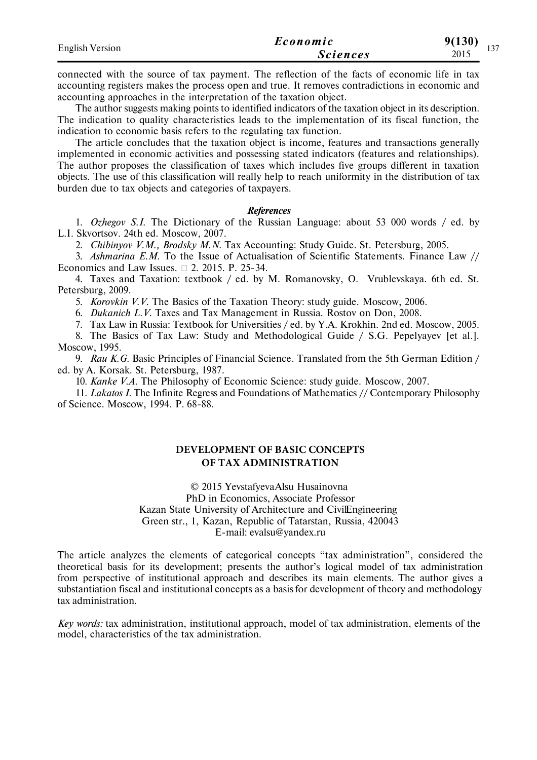connected with the source of tax payment. The reflection of the facts of economic life in tax accounting registers makes the process open and true. It removes contradictions in economic and accounting approaches in the interpretation of the taxation object.

The author suggests making points to identified indicators of the taxation object in its description. The indication to quality characteristics leads to the implementation of its fiscal function, the indication to economic basis refers to the regulating tax function.

The article concludes that the taxation object is income, features and transactions generally implemented in economic activities and possessing stated indicators (features and relationships). The author proposes the classification of taxes which includes five groups different in taxation objects. The use of this classification will really help to reach uniformity in the distribution of tax burden due to tax objects and categories of taxpayers.

### *References*

1. *Ozhegov S.I.* The Dictionary of the Russian Language: about 53 000 words / ed. by L.I. Skvortsov. 24th ed. Moscow, 2007.
2. *Chibinyov V.M., Brodsky M.N.* Tax Accounting: Study Guide. St. Petersburg, 2005.
3. *Ashmarina E.M.* To the Issue of Actualisation of Scientific Statements. Finance Law // Economics and Law Issues. □ 2. 2015. P. 25-34.
4. Taxes and Taxation: textbook / ed. by M. Romanovsky, O. Vrublevskaya. 6th ed. St. Petersburg, 2009.
5. *Korovkin V.V.* The Basics of the Taxation Theory: study guide. Moscow, 2006.
6. *Dukanich L.V.* Taxes and Tax Management in Russia. Rostov on Don, 2008.
7. Tax Law in Russia: Textbook for Universities / ed. by Y.A. Krokhin. 2nd ed. Moscow, 2005.
8. The Basics of Tax Law: Study and Methodological Guide / S.G. Pepelyayev [et al.]. Moscow, 1995.
9. *Rau K.G.* Basic Principles of Financial Science. Translated from the 5th German Edition / ed. by A. Korsak. St. Petersburg, 1987.
10. *Kanke V.A.* The Philosophy of Economic Science: study guide. Moscow, 2007.
11. *Lakatos I.* The Infinite Regress and Foundations of Mathematics // Contemporary Philosophy of Science. Moscow, 1994. P. 68-88.

## DEVELOPMENT OF BASIC CONCEPTS OF TAX ADMINISTRATION

© 2015 YevstafyevaAlsu Husainovna
PhD in Economics, Associate Professor
Kazan State University of Architecture and CivilEngineering
Green str., 1, Kazan, Republic of Tatarstan, Russia, 420043
E-mail: evalsu@yandex.ru

The article analyzes the elements of categorical concepts "tax administration", considered the theoretical basis for its development; presents the author's logical model of tax administration from perspective of institutional approach and describes its main elements. The author gives a substantiation fiscal and institutional concepts as a basis for development of theory and methodology tax administration.

*Key words:* tax administration, institutional approach, model of tax administration, elements of the model, characteristics of the tax administration.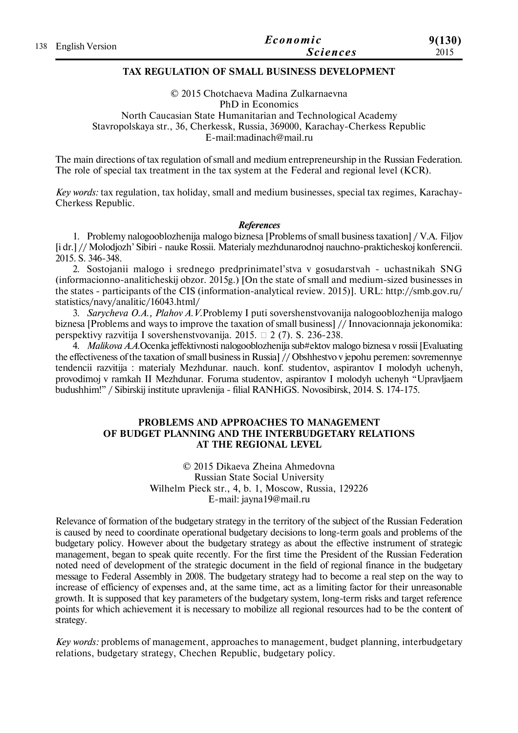## TAX REGULATION OF SMALL BUSINESS DEVELOPMENT

© 2015 Chotchaeva Madina Zulkarnaevna
PhD in Economics
North Caucasian State Humanitarian and Technological Academy
Stavropolskaya str., 36, Cherkessk, Russia, 369000, Karachay-Cherkess Republic
E-mail:madinach@mail.ru

The main directions of tax regulation of small and medium entrepreneurship in the Russian Federation. The role of special tax treatment in the tax system at the Federal and regional level (KCR).

*Key words:* tax regulation, tax holiday, small and medium businesses, special tax regimes, Karachay-Cherkess Republic.

### *References*

1. Problemy nalogooblozhenija malogo biznesa [Problems of small business taxation] / V.A. Filjov [i dr.] // Molodjozh' Sibiri - nauke Rossii. Materialy mezhdunarodnoj nauchno-prakticheskoj konferencii. 2015. S. 346-348.
2. Sostojanii malogo i srednego predprinimatel'stva v gosudarstvah - uchastnikah SNG (informacionno-analiticheskij obzor. 2015g.) [On the state of small and medium-sized businesses in the states - participants of the CIS (information-analytical review. 2015)]. URL: http://smb.gov.ru/statistics/navy/analitic/16043.html/
3. *Sarycheva O.A., Plahov A.V.* Problemy I puti sovershenstvovanija nalogooblozhenija malogo biznesa [Problems and ways to improve the taxation of small business] // Innovacionnaja jekonomika: perspektivy razvitija I sovershenstvovanija. 2015. □ 2 (7). S. 236-238.
4. *Malikova A.A.* Ocenka jeffektivnosti nalogooblozhenija sub#ektov malogo biznesa v rossii [Evaluating the effectiveness of the taxation of small business in Russia] // Obshhestvo v jepohu peremen: sovremennye tendencii razvitija : materialy Mezhdunar. nauch. konf. studentov, aspirantov I molodyh uchenyh, provodimoj v ramkah II Mezhdunar. Foruma studentov, aspirantov I molodyh uchenyh "Upravljaem budushhim!" / Sibirskij institute upravlenija - filial RANHiGS. Novosibirsk, 2014. S. 174-175.

## PROBLEMS AND APPROACHES TO MANAGEMENT OF BUDGET PLANNING AND THE INTERBUDGETARY RELATIONS AT THE REGIONAL LEVEL

© 2015 Dikaeva Zheina Ahmedovna
Russian State Social University
Wilhelm Pieck str., 4, b. 1, Moscow, Russia, 129226
E-mail: jayna19@mail.ru

Relevance of formation of the budgetary strategy in the territory of the subject of the Russian Federation is caused by need to coordinate operational budgetary decisions to long-term goals and problems of the budgetary policy. However about the budgetary strategy as about the effective instrument of strategic management, began to speak quite recently. For the first time the President of the Russian Federation noted need of development of the strategic document in the field of regional finance in the budgetary message to Federal Assembly in 2008. The budgetary strategy had to become a real step on the way to increase of efficiency of expenses and, at the same time, act as a limiting factor for their unreasonable growth. It is supposed that key parameters of the budgetary system, long-term risks and target reference points for which achievement it is necessary to mobilize all regional resources had to be the content of strategy.

*Key words:* problems of management, approaches to management, budget planning, interbudgetary relations, budgetary strategy, Chechen Republic, budgetary policy.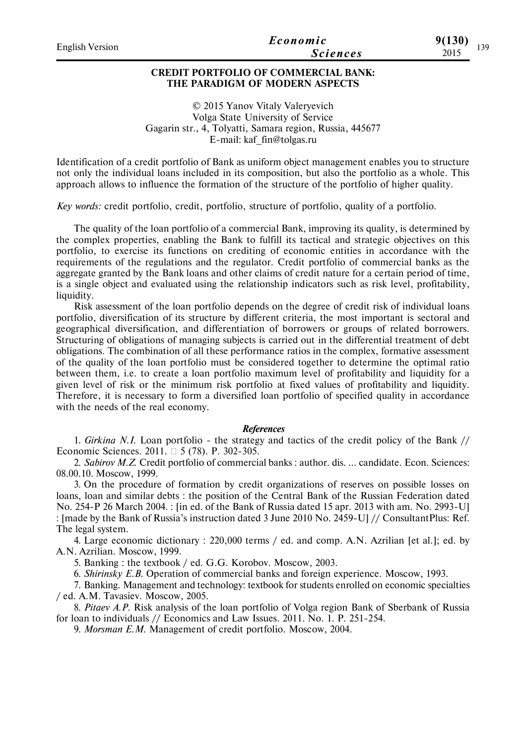# CREDIT PORTFOLIO OF COMMERCIAL BANK: THE PARADIGM OF MODERN ASPECTS

© 2015 Yanov Vitaly Valeryevich
Volga State University of Service
Gagarin str., 4, Tolyatti, Samara region, Russia, 445677
E-mail: kaf_fin@tolgas.ru

Identification of a credit portfolio of Bank as uniform object management enables you to structure not only the individual loans included in its composition, but also the portfolio as a whole. This approach allows to influence the formation of the structure of the portfolio of higher quality.

*Key words:* credit portfolio, credit, portfolio, structure of portfolio, quality of a portfolio.

The quality of the loan portfolio of a commercial Bank, improving its quality, is determined by the complex properties, enabling the Bank to fulfill its tactical and strategic objectives on this portfolio, to exercise its functions on crediting of economic entities in accordance with the requirements of the regulations and the regulator. Credit portfolio of commercial banks as the aggregate granted by the Bank loans and other claims of credit nature for a certain period of time, is a single object and evaluated using the relationship indicators such as risk level, profitability, liquidity.

Risk assessment of the loan portfolio depends on the degree of credit risk of individual loans portfolio, diversification of its structure by different criteria, the most important is sectoral and geographical diversification, and differentiation of borrowers or groups of related borrowers. Structuring of obligations of managing subjects is carried out in the differential treatment of debt obligations. The combination of all these performance ratios in the complex, formative assessment of the quality of the loan portfolio must be considered together to determine the optimal ratio between them, i.e. to create a loan portfolio maximum level of profitability and liquidity for a given level of risk or the minimum risk portfolio at fixed values of profitability and liquidity. Therefore, it is necessary to form a diversified loan portfolio of specified quality in accordance with the needs of the real economy.

### *References*

1. *Girkina N.I.* Loan portfolio - the strategy and tactics of the credit policy of the Bank // Economic Sciences. 2011. № 5 (78). P. 302-305.
2. *Sabirov M.Z.* Credit portfolio of commercial banks : author. dis. ... candidate. Econ. Sciences: 08.00.10. Moscow, 1999.
3. On the procedure of formation by credit organizations of reserves on possible losses on loans, loan and similar debts : the position of the Central Bank of the Russian Federation dated No. 254-P 26 March 2004. : [in ed. of the Bank of Russia dated 15 apr. 2013 with am. No. 2993-U] : [made by the Bank of Russia's instruction dated 3 June 2010 No. 2459-U] // ConsultantPlus: Ref. The legal system.
4. Large economic dictionary : 220,000 terms / ed. and comp. A.N. Azrilian [et al.]; ed. by A.N. Azrilian. Moscow, 1999.
5. Banking : the textbook / ed. G.G. Korobov. Moscow, 2003.
6. *Shirinsky E.B.* Operation of commercial banks and foreign experience. Moscow, 1993.
7. Banking. Management and technology: textbook for students enrolled on economic specialties / ed. A.M. Tavasiev. Moscow, 2005.
8. *Pitaev A.P.* Risk analysis of the loan portfolio of Volga region Bank of Sberbank of Russia for loan to individuals // Economics and Law Issues. 2011. No. 1. P. 251-254.
9. *Morsman E.M.* Management of credit portfolio. Moscow, 2004.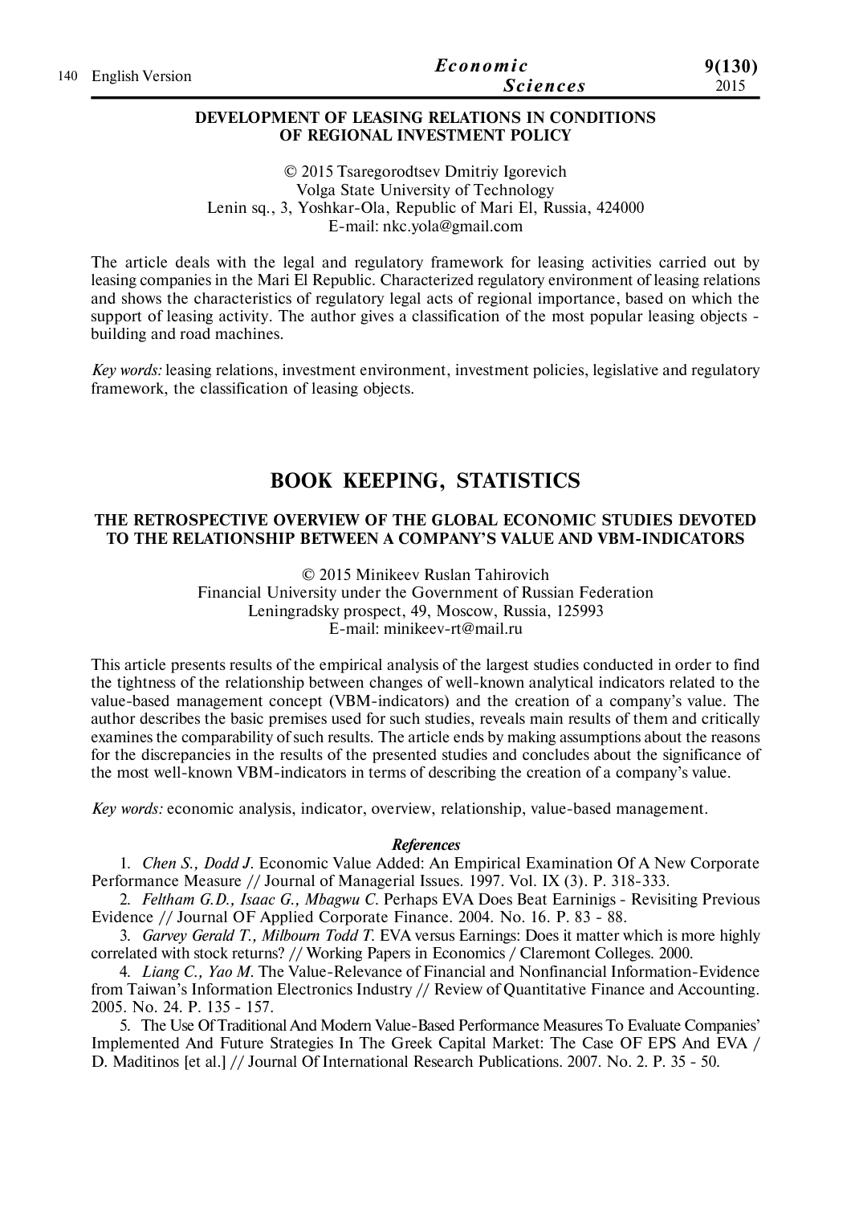## DEVELOPMENT OF LEASING RELATIONS IN CONDITIONS OF REGIONAL INVESTMENT POLICY

© 2015 Tsaregorodtsev Dmitriy Igorevich
Volga State University of Technology
Lenin sq., 3, Yoshkar-Ola, Republic of Mari El, Russia, 424000
E-mail: nkc.yola@gmail.com

The article deals with the legal and regulatory framework for leasing activities carried out by leasing companies in the Mari El Republic. Characterized regulatory environment of leasing relations and shows the characteristics of regulatory legal acts of regional importance, based on which the support of leasing activity. The author gives a classification of the most popular leasing objects - building and road machines.

*Key words:* leasing relations, investment environment, investment policies, legislative and regulatory framework, the classification of leasing objects.

# BOOK KEEPING, STATISTICS

## THE RETROSPECTIVE OVERVIEW OF THE GLOBAL ECONOMIC STUDIES DEVOTED TO THE RELATIONSHIP BETWEEN A COMPANY'S VALUE AND VBM-INDICATORS

© 2015 Minikeev Ruslan Tahirovich
Financial University under the Government of Russian Federation
Leningradsky prospect, 49, Moscow, Russia, 125993
E-mail: minikeev-rt@mail.ru

This article presents results of the empirical analysis of the largest studies conducted in order to find the tightness of the relationship between changes of well-known analytical indicators related to the value-based management concept (VBM-indicators) and the creation of a company's value. The author describes the basic premises used for such studies, reveals main results of them and critically examines the comparability of such results. The article ends by making assumptions about the reasons for the discrepancies in the results of the presented studies and concludes about the significance of the most well-known VBM-indicators in terms of describing the creation of a company's value.

*Key words:* economic analysis, indicator, overview, relationship, value-based management.

### *References*

1. *Chen S., Dodd J.* Economic Value Added: An Empirical Examination Of A New Corporate Performance Measure // Journal of Managerial Issues. 1997. Vol. IX (3). P. 318-333.
2. *Feltham G.D., Isaac G., Mbagwu C.* Perhaps EVA Does Beat Earninigs - Revisiting Previous Evidence // Journal OF Applied Corporate Finance. 2004. No. 16. P. 83 - 88.
3. *Garvey Gerald T., Milbourn Todd T.* EVA versus Earnings: Does it matter which is more highly correlated with stock returns? // Working Papers in Economics / Claremont Colleges. 2000.
4. *Liang C., Yao M.* The Value-Relevance of Financial and Nonfinancial Information-Evidence from Taiwan's Information Electronics Industry // Review of Quantitative Finance and Accounting. 2005. No. 24. P. 135 - 157.
5. The Use Of Traditional And Modern Value-Based Performance Measures To Evaluate Companies' Implemented And Future Strategies In The Greek Capital Market: The Case OF EPS And EVA / D. Maditinos [et al.] // Journal Of International Research Publications. 2007. No. 2. P. 35 - 50.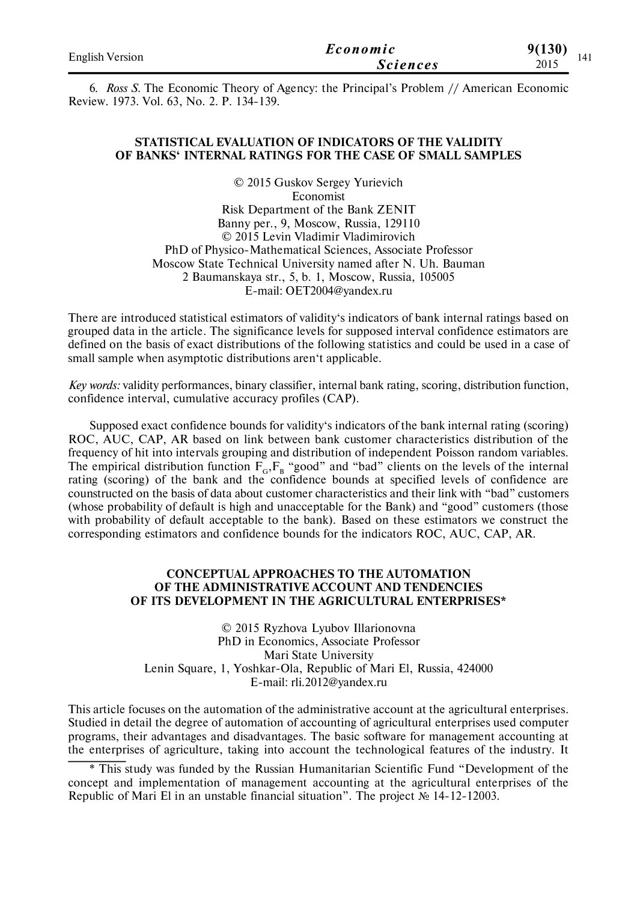6. *Ross S.* The Economic Theory of Agency: the Principal's Problem // American Economic Review. 1973. Vol. 63, No. 2. P. 134-139.

## STATISTICAL EVALUATION OF INDICATORS OF THE VALIDITY OF BANKS' INTERNAL RATINGS FOR THE CASE OF SMALL SAMPLES

© 2015 Guskov Sergey Yurievich
Economist
Risk Department of the Bank ZENIT
Banny per., 9, Moscow, Russia, 129110
© 2015 Levin Vladimir Vladimirovich
PhD of Physico-Mathematical Sciences, Associate Professor
Moscow State Technical University named after N. Uh. Bauman
2 Baumanskaya str., 5, b. 1, Moscow, Russia, 105005
E-mail: OET2004@yandex.ru

There are introduced statistical estimators of validity's indicators of bank internal ratings based on grouped data in the article. The significance levels for supposed interval confidence estimators are defined on the basis of exact distributions of the following statistics and could be used in a case of small sample when asymptotic distributions aren't applicable.

*Key words:* validity performances, binary classifier, internal bank rating, scoring, distribution function, confidence interval, cumulative accuracy profiles (CAP).

Supposed exact confidence bounds for validity's indicators of the bank internal rating (scoring) ROC, AUC, CAP, AR based on link between bank customer characteristics distribution of the frequency of hit into intervals grouping and distribution of independent Poisson random variables. The empirical distribution function $F_G$,$F_B$ "good" and "bad" clients on the levels of the internal rating (scoring) of the bank and the confidence bounds at specified levels of confidence are counstructed on the basis of data about customer characteristics and their link with "bad" customers (whose probability of default is high and unacceptable for the Bank) and "good" customers (those with probability of default acceptable to the bank). Based on these estimators we construct the corresponding estimators and confidence bounds for the indicators ROC, AUC, CAP, AR.

## CONCEPTUAL APPROACHES TO THE AUTOMATION OF THE ADMINISTRATIVE ACCOUNT AND TENDENCIES OF ITS DEVELOPMENT IN THE AGRICULTURAL ENTERPRISES*

© 2015 Ryzhova Lyubov Illarionovna
PhD in Economics, Associate Professor
Mari State University
Lenin Square, 1, Yoshkar-Ola, Republic of Mari El, Russia, 424000
E-mail: rli.2012@yandex.ru

This article focuses on the automation of the administrative account at the agricultural enterprises. Studied in detail the degree of automation of accounting of agricultural enterprises used computer programs, their advantages and disadvantages. The basic software for management accounting at the enterprises of agriculture, taking into account the technological features of the industry. It

---

\* This study was funded by the Russian Humanitarian Scientific Fund "Development of the concept and implementation of management accounting at the agricultural enterprises of the Republic of Mari El in an unstable financial situation". The project № 14-12-12003.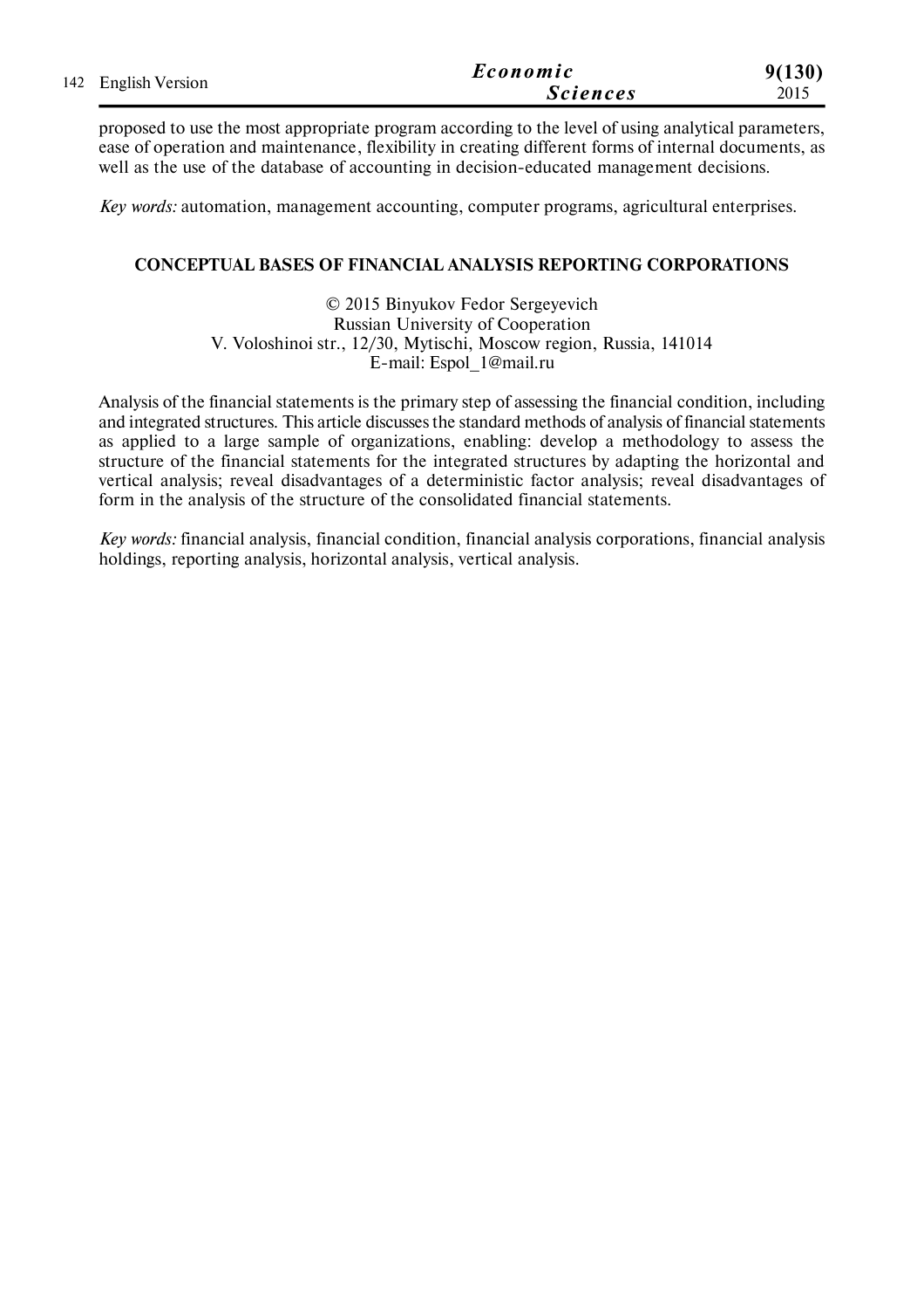proposed to use the most appropriate program according to the level of using analytical parameters, ease of operation and maintenance, flexibility in creating different forms of internal documents, as well as the use of the database of accounting in decision-educated management decisions.

*Key words:* automation, management accounting, computer programs, agricultural enterprises.

## CONCEPTUAL BASES OF FINANCIAL ANALYSIS REPORTING CORPORATIONS

© 2015 Binyukov Fedor Sergeyevich
Russian University of Cooperation
V. Voloshinoi str., 12/30, Mytischi, Moscow region, Russia, 141014
E-mail: Espol_1@mail.ru

Analysis of the financial statements is the primary step of assessing the financial condition, including and integrated structures. This article discusses the standard methods of analysis of financial statements as applied to a large sample of organizations, enabling: develop a methodology to assess the structure of the financial statements for the integrated structures by adapting the horizontal and vertical analysis; reveal disadvantages of a deterministic factor analysis; reveal disadvantages of form in the analysis of the structure of the consolidated financial statements.

*Key words:* financial analysis, financial condition, financial analysis corporations, financial analysis holdings, reporting analysis, horizontal analysis, vertical analysis.